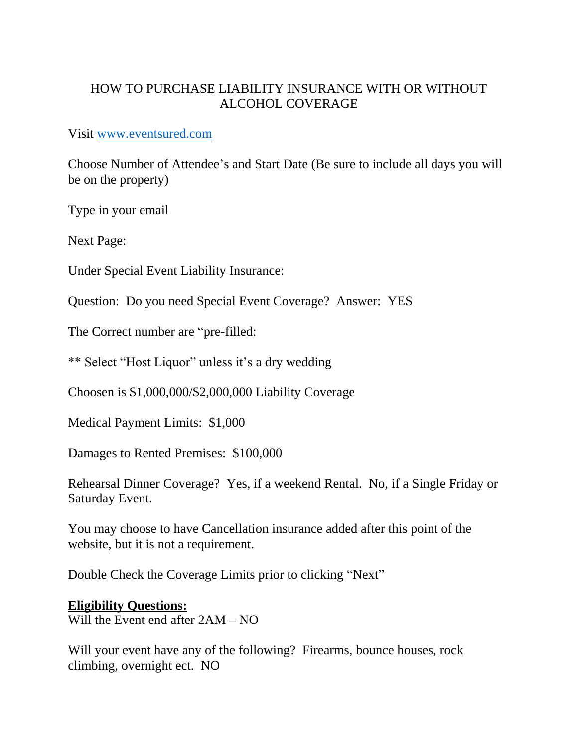# HOW TO PURCHASE LIABILITY INSURANCE WITH OR WITHOUT ALCOHOL COVERAGE

Visit [www.eventsured.com](http://www.eventsured.com)

Choose Number of Attendee's and Start Date (Be sure to include all days you will be on the property)

Type in your email

Next Page:

Under Special Event Liability Insurance:

Question: Do you need Special Event Coverage? Answer: YES

The Correct number are "pre-filled:

** Select "Host Liquor" unless it's a dry wedding

Choosen is $1,000,000/$2,000,000 Liability Coverage

Medical Payment Limits: $1,000

Damages to Rented Premises: $100,000

Rehearsal Dinner Coverage? Yes, if a weekend Rental. No, if a Single Friday or Saturday Event.

You may choose to have Cancellation insurance added after this point of the website, but it is not a requirement.

Double Check the Coverage Limits prior to clicking "Next"

**<u>Eligibility Questions:</u>**

Will the Event end after 2AM – NO

Will your event have any of the following? Firearms, bounce houses, rock climbing, overnight ect. NO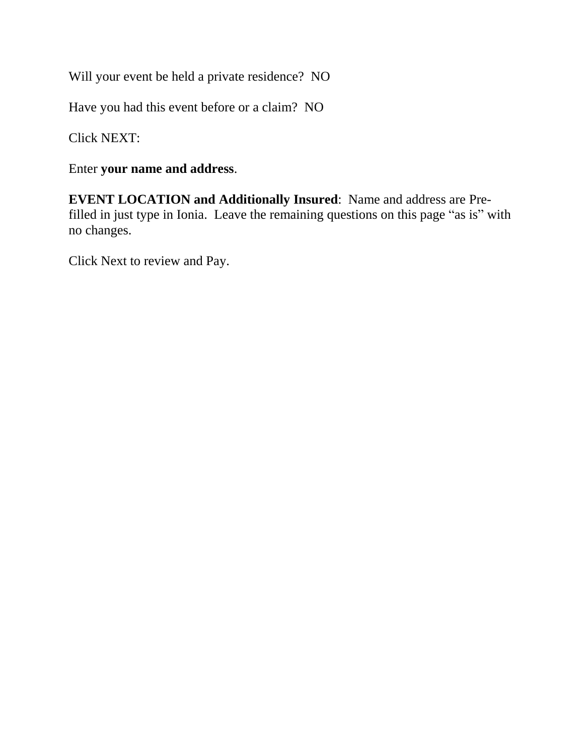Will your event be held a private residence?  NO

Have you had this event before or a claim?  NO

Click NEXT:

Enter **your name and address**.

**EVENT LOCATION and Additionally Insured**:  Name and address are Pre-filled in just type in Ionia.  Leave the remaining questions on this page "as is" with no changes.

Click Next to review and Pay.